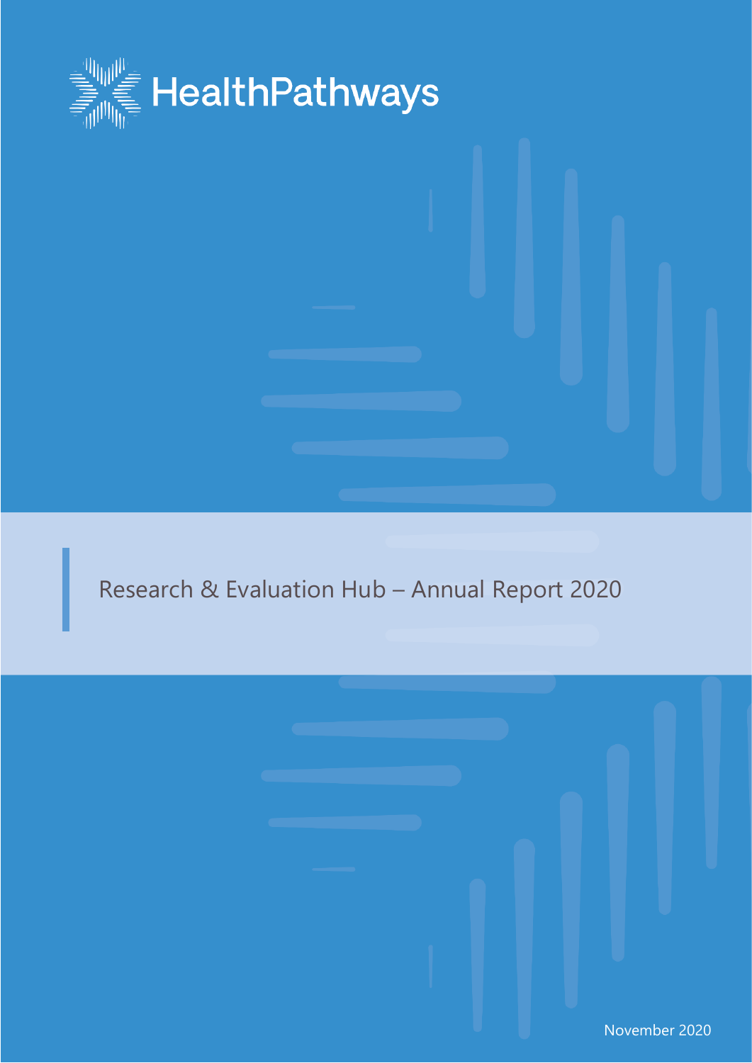HealthPathways

# Research & Evaluation Hub – Annual Report 2020

November 2020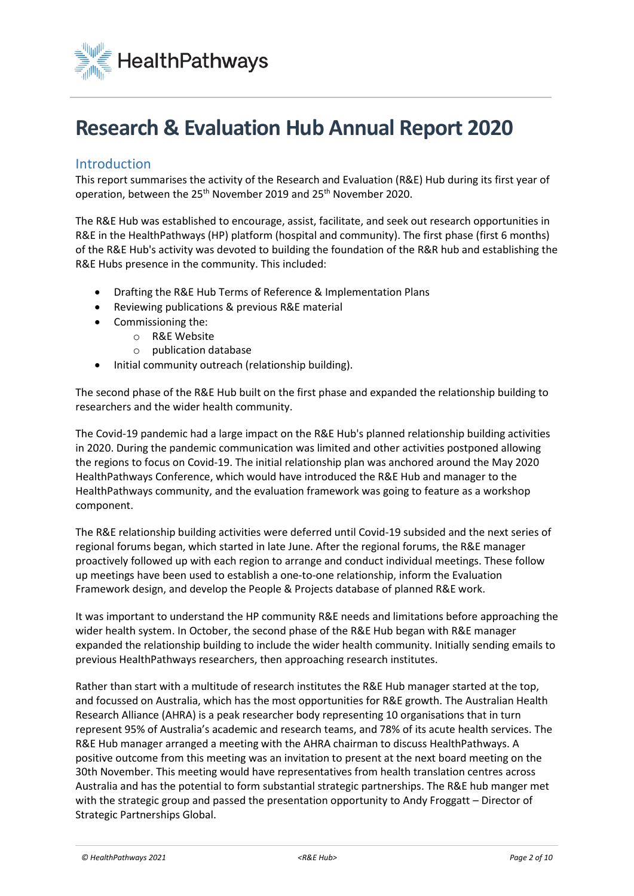# Research & Evaluation Hub Annual Report 2020

## Introduction

This report summarises the activity of the Research and Evaluation (R&E) Hub during its first year of operation, between the 25th November 2019 and 25th November 2020.

The R&E Hub was established to encourage, assist, facilitate, and seek out research opportunities in R&E in the HealthPathways (HP) platform (hospital and community). The first phase (first 6 months) of the R&E Hub's activity was devoted to building the foundation of the R&R hub and establishing the R&E Hubs presence in the community. This included:

- Drafting the R&E Hub Terms of Reference & Implementation Plans
- Reviewing publications & previous R&E material
- Commissioning the:
  - R&E Website
  - publication database
- Initial community outreach (relationship building).

The second phase of the R&E Hub built on the first phase and expanded the relationship building to researchers and the wider health community.

The Covid-19 pandemic had a large impact on the R&E Hub's planned relationship building activities in 2020. During the pandemic communication was limited and other activities postponed allowing the regions to focus on Covid-19. The initial relationship plan was anchored around the May 2020 HealthPathways Conference, which would have introduced the R&E Hub and manager to the HealthPathways community, and the evaluation framework was going to feature as a workshop component.

The R&E relationship building activities were deferred until Covid-19 subsided and the next series of regional forums began, which started in late June. After the regional forums, the R&E manager proactively followed up with each region to arrange and conduct individual meetings. These follow up meetings have been used to establish a one-to-one relationship, inform the Evaluation Framework design, and develop the People & Projects database of planned R&E work.

It was important to understand the HP community R&E needs and limitations before approaching the wider health system. In October, the second phase of the R&E Hub began with R&E manager expanded the relationship building to include the wider health community. Initially sending emails to previous HealthPathways researchers, then approaching research institutes.

Rather than start with a multitude of research institutes the R&E Hub manager started at the top, and focussed on Australia, which has the most opportunities for R&E growth. The Australian Health Research Alliance (AHRA) is a peak researcher body representing 10 organisations that in turn represent 95% of Australia's academic and research teams, and 78% of its acute health services. The R&E Hub manager arranged a meeting with the AHRA chairman to discuss HealthPathways. A positive outcome from this meeting was an invitation to present at the next board meeting on the 30th November. This meeting would have representatives from health translation centres across Australia and has the potential to form substantial strategic partnerships. The R&E hub manger met with the strategic group and passed the presentation opportunity to Andy Froggatt – Director of Strategic Partnerships Global.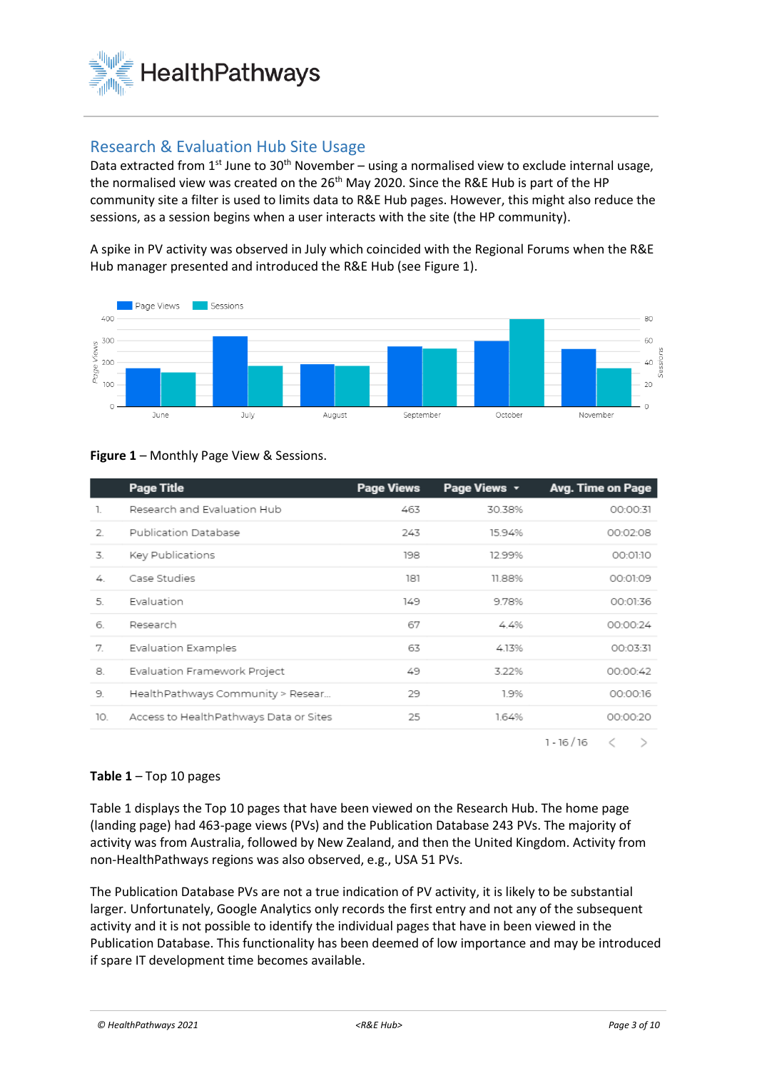## Research & Evaluation Hub Site Usage

Data extracted from 1st June to 30th November – using a normalised view to exclude internal usage, the normalised view was created on the 26th May 2020. Since the R&E Hub is part of the HP community site a filter is used to limits data to R&E Hub pages. However, this might also reduce the sessions, as a session begins when a user interacts with the site (the HP community).

A spike in PV activity was observed in July which coincided with the Regional Forums when the R&E Hub manager presented and introduced the R&E Hub (see Figure 1).

**Figure 1** – Monthly Page View & Sessions.

| | Page Title | Page Views | Page Views ▾ | Avg. Time on Page |
|---|---|---|---|---|
| 1. | Research and Evaluation Hub | 463 | 30.38% | 00:00:31 |
| 2. | Publication Database | 243 | 15.94% | 00:02:08 |
| 3. | Key Publications | 198 | 12.99% | 00:01:10 |
| 4. | Case Studies | 181 | 11.88% | 00:01:09 |
| 5. | Evaluation | 149 | 9.78% | 00:01:36 |
| 6. | Research | 67 | 4.4% | 00:00:24 |
| 7. | Evaluation Examples | 63 | 4.13% | 00:03:31 |
| 8. | Evaluation Framework Project | 49 | 3.22% | 00:00:42 |
| 9. | HealthPathways Community > Resear... | 29 | 1.9% | 00:00:16 |
| 10. | Access to HealthPathways Data or Sites | 25 | 1.64% | 00:00:20 |

1 - 16 / 16

**Table 1** – Top 10 pages

Table 1 displays the Top 10 pages that have been viewed on the Research Hub. The home page (landing page) had 463-page views (PVs) and the Publication Database 243 PVs. The majority of activity was from Australia, followed by New Zealand, and then the United Kingdom. Activity from non-HealthPathways regions was also observed, e.g., USA 51 PVs.

The Publication Database PVs are not a true indication of PV activity, it is likely to be substantial larger. Unfortunately, Google Analytics only records the first entry and not any of the subsequent activity and it is not possible to identify the individual pages that have in been viewed in the Publication Database. This functionality has been deemed of low importance and may be introduced if spare IT development time becomes available.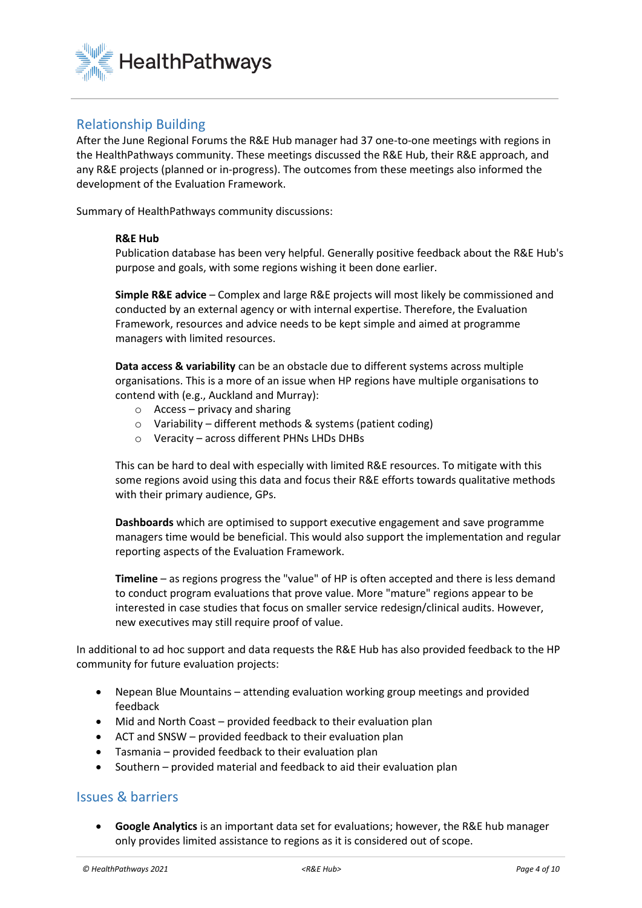## Relationship Building

After the June Regional Forums the R&E Hub manager had 37 one-to-one meetings with regions in the HealthPathways community. These meetings discussed the R&E Hub, their R&E approach, and any R&E projects (planned or in-progress). The outcomes from these meetings also informed the development of the Evaluation Framework.

Summary of HealthPathways community discussions:

**R&E Hub**
Publication database has been very helpful. Generally positive feedback about the R&E Hub's purpose and goals, with some regions wishing it been done earlier.

**Simple R&E advice** – Complex and large R&E projects will most likely be commissioned and conducted by an external agency or with internal expertise. Therefore, the Evaluation Framework, resources and advice needs to be kept simple and aimed at programme managers with limited resources.

**Data access & variability** can be an obstacle due to different systems across multiple organisations. This is a more of an issue when HP regions have multiple organisations to contend with (e.g., Auckland and Murray):

- Access – privacy and sharing
- Variability – different methods & systems (patient coding)
- Veracity – across different PHNs LHDs DHBs

This can be hard to deal with especially with limited R&E resources. To mitigate with this some regions avoid using this data and focus their R&E efforts towards qualitative methods with their primary audience, GPs.

**Dashboards** which are optimised to support executive engagement and save programme managers time would be beneficial. This would also support the implementation and regular reporting aspects of the Evaluation Framework.

**Timeline** – as regions progress the "value" of HP is often accepted and there is less demand to conduct program evaluations that prove value. More "mature" regions appear to be interested in case studies that focus on smaller service redesign/clinical audits. However, new executives may still require proof of value.

In additional to ad hoc support and data requests the R&E Hub has also provided feedback to the HP community for future evaluation projects:

- Nepean Blue Mountains – attending evaluation working group meetings and provided feedback
- Mid and North Coast – provided feedback to their evaluation plan
- ACT and SNSW – provided feedback to their evaluation plan
- Tasmania – provided feedback to their evaluation plan
- Southern – provided material and feedback to aid their evaluation plan

## Issues & barriers

- **Google Analytics** is an important data set for evaluations; however, the R&E hub manager only provides limited assistance to regions as it is considered out of scope.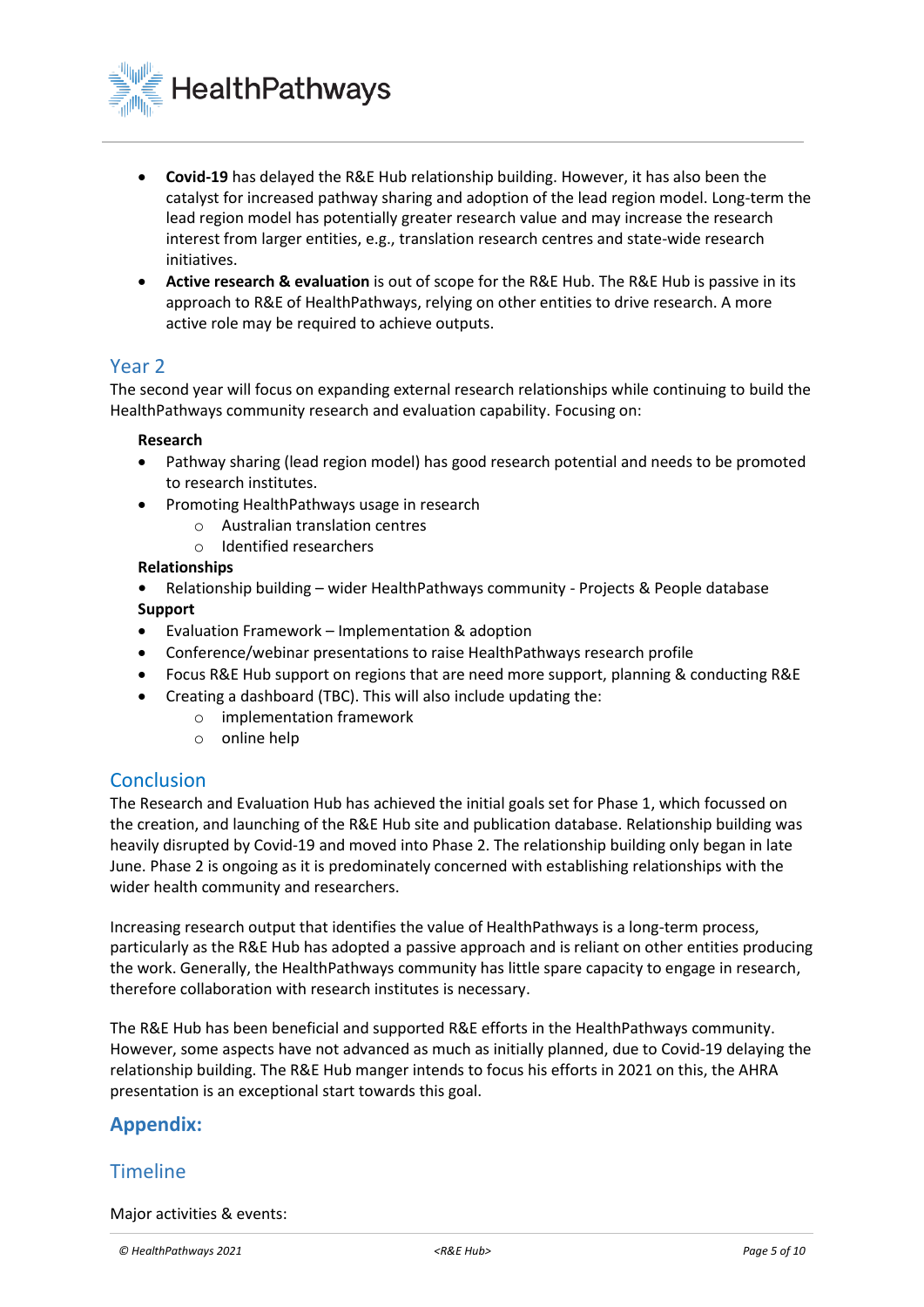- **Covid-19** has delayed the R&E Hub relationship building. However, it has also been the catalyst for increased pathway sharing and adoption of the lead region model. Long-term the lead region model has potentially greater research value and may increase the research interest from larger entities, e.g., translation research centres and state-wide research initiatives.
- **Active research & evaluation** is out of scope for the R&E Hub. The R&E Hub is passive in its approach to R&E of HealthPathways, relying on other entities to drive research. A more active role may be required to achieve outputs.

## Year 2

The second year will focus on expanding external research relationships while continuing to build the HealthPathways community research and evaluation capability. Focusing on:

**Research**

- Pathway sharing (lead region model) has good research potential and needs to be promoted to research institutes.
- Promoting HealthPathways usage in research
  - Australian translation centres
  - Identified researchers

**Relationships**

- Relationship building – wider HealthPathways community - Projects & People database

**Support**

- Evaluation Framework – Implementation & adoption
- Conference/webinar presentations to raise HealthPathways research profile
- Focus R&E Hub support on regions that are need more support, planning & conducting R&E
- Creating a dashboard (TBC). This will also include updating the:
  - implementation framework
  - online help

## Conclusion

The Research and Evaluation Hub has achieved the initial goals set for Phase 1, which focussed on the creation, and launching of the R&E Hub site and publication database. Relationship building was heavily disrupted by Covid-19 and moved into Phase 2. The relationship building only began in late June. Phase 2 is ongoing as it is predominately concerned with establishing relationships with the wider health community and researchers.

Increasing research output that identifies the value of HealthPathways is a long-term process, particularly as the R&E Hub has adopted a passive approach and is reliant on other entities producing the work. Generally, the HealthPathways community has little spare capacity to engage in research, therefore collaboration with research institutes is necessary.

The R&E Hub has been beneficial and supported R&E efforts in the HealthPathways community. However, some aspects have not advanced as much as initially planned, due to Covid-19 delaying the relationship building. The R&E Hub manger intends to focus his efforts in 2021 on this, the AHRA presentation is an exceptional start towards this goal.

# Appendix:

## Timeline

Major activities & events: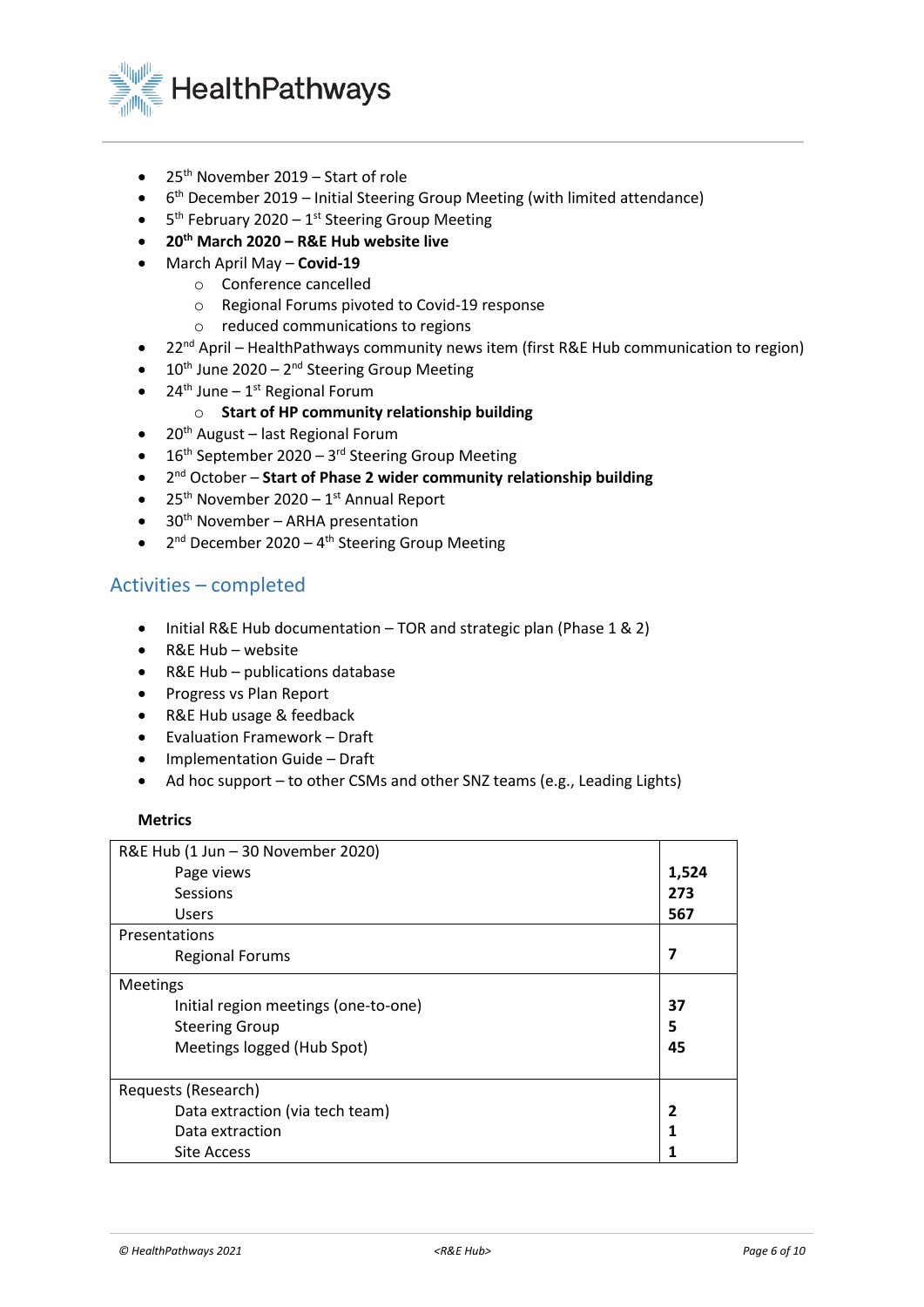- 25th November 2019 – Start of role
- 6th December 2019 – Initial Steering Group Meeting (with limited attendance)
- 5th February 2020 – 1st Steering Group Meeting
- **20th March 2020 – R&E Hub website live**
- March April May – **Covid-19**
    - Conference cancelled
    - Regional Forums pivoted to Covid-19 response
    - reduced communications to regions
- 22nd April – HealthPathways community news item (first R&E Hub communication to region)
- 10th June 2020 – 2nd Steering Group Meeting
- 24th June – 1st Regional Forum
    - **Start of HP community relationship building**
- 20th August – last Regional Forum
- 16th September 2020 – 3rd Steering Group Meeting
- 2nd October – **Start of Phase 2 wider community relationship building**
- 25th November 2020 – 1st Annual Report
- 30th November – ARHA presentation
- 2nd December 2020 – 4th Steering Group Meeting

## Activities – completed

- Initial R&E Hub documentation – TOR and strategic plan (Phase 1 & 2)
- R&E Hub – website
- R&E Hub – publications database
- Progress vs Plan Report
- R&E Hub usage & feedback
- Evaluation Framework – Draft
- Implementation Guide – Draft
- Ad hoc support – to other CSMs and other SNZ teams (e.g., Leading Lights)

**Metrics**

| | |
|---|---|
| R&E Hub (1 Jun – 30 November 2020) | |
| Page views | **1,524** |
| Sessions | **273** |
| Users | **567** |
| Presentations | |
| Regional Forums | **7** |
| Meetings | |
| Initial region meetings (one-to-one) | **37** |
| Steering Group | **5** |
| Meetings logged (Hub Spot) | **45** |
| Requests (Research) | |
| Data extraction (via tech team) | **2** |
| Data extraction | **1** |
| Site Access | **1** |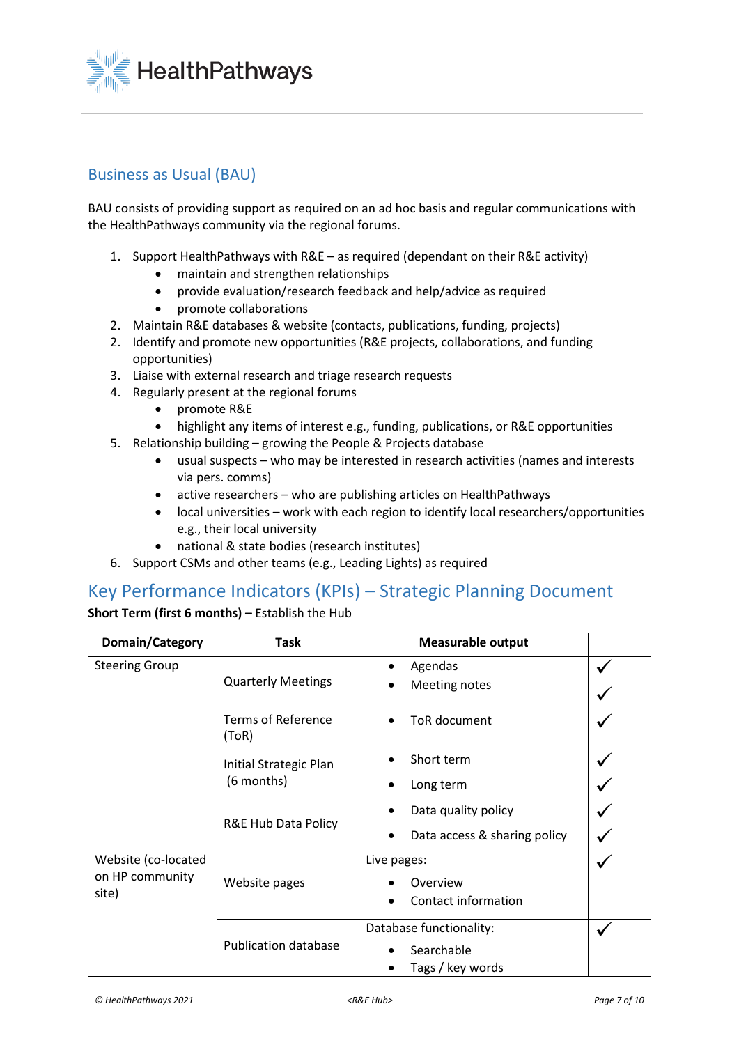## Business as Usual (BAU)

BAU consists of providing support as required on an ad hoc basis and regular communications with the HealthPathways community via the regional forums.

1. Support HealthPathways with R&E – as required (dependant on their R&E activity)
    - maintain and strengthen relationships
    - provide evaluation/research feedback and help/advice as required
    - promote collaborations
2. Maintain R&E databases & website (contacts, publications, funding, projects)
2. Identify and promote new opportunities (R&E projects, collaborations, and funding opportunities)
3. Liaise with external research and triage research requests
4. Regularly present at the regional forums
    - promote R&E
    - highlight any items of interest e.g., funding, publications, or R&E opportunities
5. Relationship building – growing the People & Projects database
    - usual suspects – who may be interested in research activities (names and interests via pers. comms)
    - active researchers – who are publishing articles on HealthPathways
    - local universities – work with each region to identify local researchers/opportunities e.g., their local university
    - national & state bodies (research institutes)
6. Support CSMs and other teams (e.g., Leading Lights) as required

## Key Performance Indicators (KPIs) – Strategic Planning Document

**Short Term (first 6 months) –** Establish the Hub

| Domain/Category | Task | Measurable output | |
|---|---|---|---|
| Steering Group | Quarterly Meetings | • Agendas<br>• Meeting notes | ✓<br>✓ |
| | Terms of Reference (ToR) | • ToR document | ✓ |
| | Initial Strategic Plan (6 months) | • Short term | ✓ |
| | | • Long term | ✓ |
| | R&E Hub Data Policy | • Data quality policy | ✓ |
| | | • Data access & sharing policy | ✓ |
| Website (co-located on HP community site) | Website pages | Live pages:<br>• Overview<br>• Contact information | ✓ |
| | Publication database | Database functionality:<br>• Searchable<br>• Tags / key words | ✓ |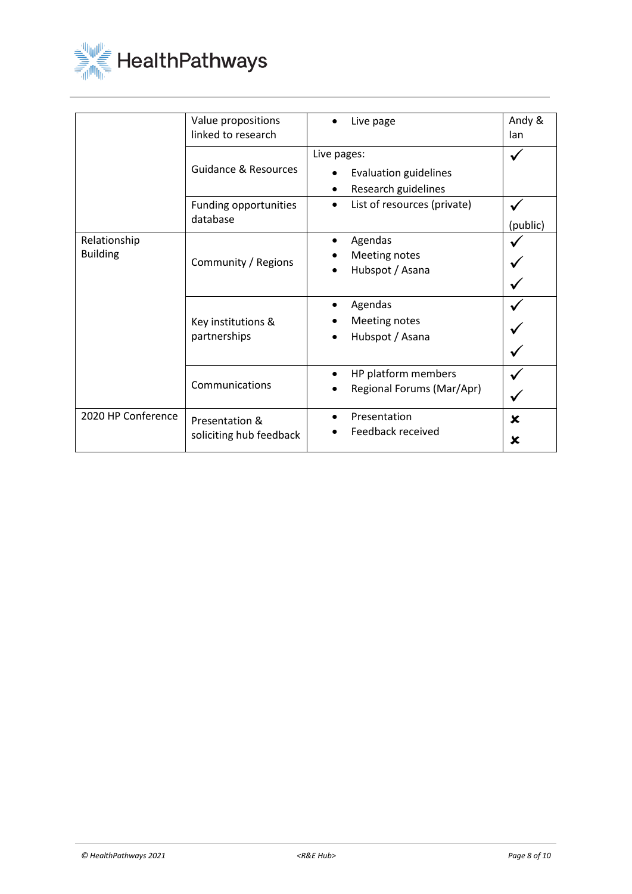| | | | |
|---|---|---|---|
| | Value propositions linked to research | • Live page | Andy & Ian |
| | Guidance & Resources | Live pages:<br>• Evaluation guidelines<br>• Research guidelines | ✓ |
| | Funding opportunities database | • List of resources (private) | ✓<br>(public) |
| Relationship Building | Community / Regions | • Agendas<br>• Meeting notes<br>• Hubspot / Asana | ✓<br>✓<br>✓ |
| | Key institutions & partnerships | • Agendas<br>• Meeting notes<br>• Hubspot / Asana | ✓<br>✓<br>✓ |
| | Communications | • HP platform members<br>• Regional Forums (Mar/Apr) | ✓<br>✓ |
| 2020 HP Conference | Presentation & soliciting hub feedback | • Presentation<br>• Feedback received | ✘<br>✘ |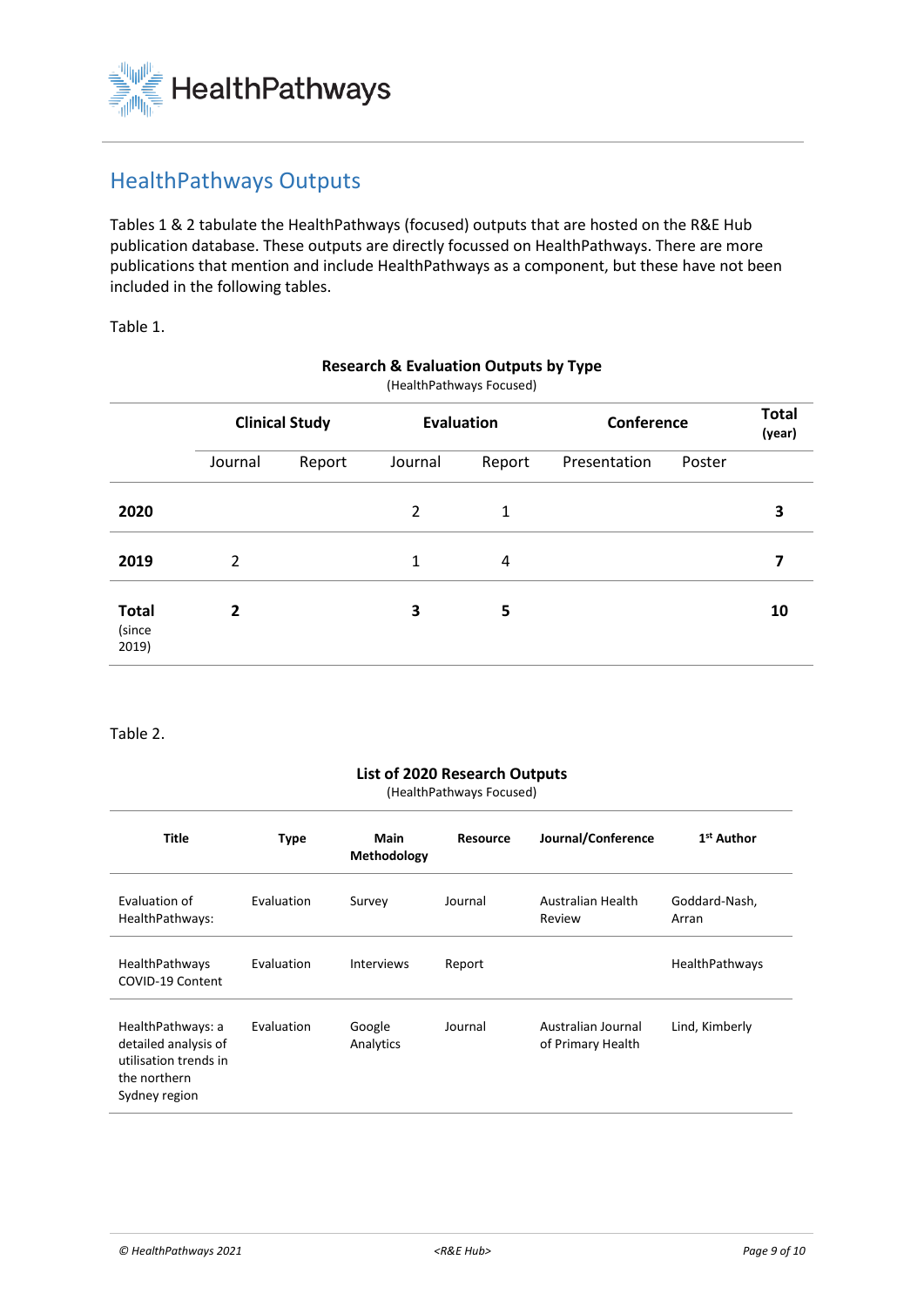## HealthPathways Outputs

Tables 1 & 2 tabulate the HealthPathways (focused) outputs that are hosted on the R&E Hub publication database. These outputs are directly focussed on HealthPathways. There are more publications that mention and include HealthPathways as a component, but these have not been included in the following tables.

Table 1.

**Research & Evaluation Outputs by Type**
(HealthPathways Focused)

| | **Clinical Study** | | **Evaluation** | | **Conference** | | **Total (year)** |
|---|---|---|---|---|---|---|---|
| | Journal | Report | Journal | Report | Presentation | Poster | |
| **2020** | | | 2 | 1 | | | **3** |
| **2019** | 2 | | 1 | 4 | | | **7** |
| **Total** (since 2019) | **2** | | **3** | **5** | | | **10** |

Table 2.

**List of 2020 Research Outputs**
(HealthPathways Focused)

| Title | Type | Main Methodology | Resource | Journal/Conference | 1st Author |
|---|---|---|---|---|---|
| Evaluation of HealthPathways: | Evaluation | Survey | Journal | Australian Health Review | Goddard-Nash, Arran |
| HealthPathways COVID-19 Content | Evaluation | Interviews | Report | | HealthPathways |
| HealthPathways: a detailed analysis of utilisation trends in the northern Sydney region | Evaluation | Google Analytics | Journal | Australian Journal of Primary Health | Lind, Kimberly |